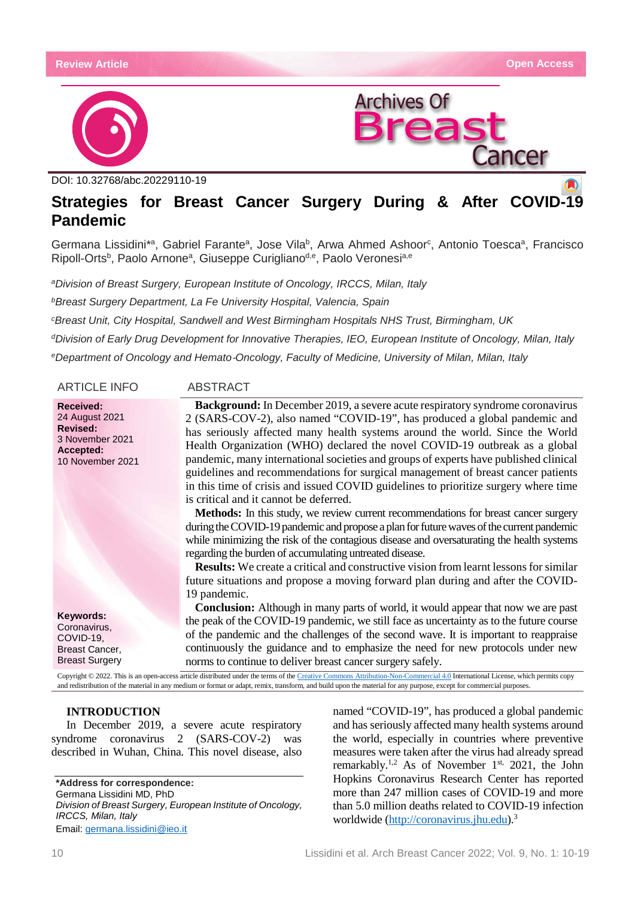Review Article

Open Access

DOI: 10.32768/abc.20229110-19

# Strategies for Breast Cancer Surgery During & After COVID-19 Pandemic

Germana Lissidini*[a], Gabriel Farante[a], Jose Vila[b], Arwa Ahmed Ashoor[c], Antonio Toesca[a], Francisco Ripoll-Orts[b], Paolo Arnone[a], Giuseppe Curigliano[d,e], Paolo Veronesi[a,e]

*[a]Division of Breast Surgery, European Institute of Oncology, IRCCS, Milan, Italy*

*[b]Breast Surgery Department, La Fe University Hospital, Valencia, Spain*

*[c]Breast Unit, City Hospital, Sandwell and West Birmingham Hospitals NHS Trust, Birmingham, UK*

*[d]Division of Early Drug Development for Innovative Therapies, IEO, European Institute of Oncology, Milan, Italy*

*[e]Department of Oncology and Hemato-Oncology, Faculty of Medicine, University of Milan, Milan, Italy*

## ARTICLE INFO

**Received:**
24 August 2021
**Revised:**
3 November 2021
**Accepted:**
10 November 2021

**Keywords:**
Coronavirus,
COVID-19,
Breast Cancer,
Breast Surgery

## ABSTRACT

**Background:** In December 2019, a severe acute respiratory syndrome coronavirus 2 (SARS-COV-2), also named "COVID-19", has produced a global pandemic and has seriously affected many health systems around the world. Since the World Health Organization (WHO) declared the novel COVID-19 outbreak as a global pandemic, many international societies and groups of experts have published clinical guidelines and recommendations for surgical management of breast cancer patients in this time of crisis and issued COVID guidelines to prioritize surgery where time is critical and it cannot be deferred.

**Methods:** In this study, we review current recommendations for breast cancer surgery during the COVID-19 pandemic and propose a plan for future waves of the current pandemic while minimizing the risk of the contagious disease and oversaturating the health systems regarding the burden of accumulating untreated disease.

**Results:** We create a critical and constructive vision from learnt lessons for similar future situations and propose a moving forward plan during and after the COVID-19 pandemic.

**Conclusion:** Although in many parts of world, it would appear that now we are past the peak of the COVID-19 pandemic, we still face as uncertainty as to the future course of the pandemic and the challenges of the second wave. It is important to reappraise continuously the guidance and to emphasize the need for new protocols under new norms to continue to deliver breast cancer surgery safely.

Copyright © 2022. This is an open-access article distributed under the terms of the Creative Commons Attribution-Non-Commercial 4.0 International License, which permits copy and redistribution of the material in any medium or format or adapt, remix, transform, and build upon the material for any purpose, except for commercial purposes.

## INTRODUCTION

In December 2019, a severe acute respiratory syndrome coronavirus 2 (SARS-COV-2) was described in Wuhan, China. This novel disease, also named "COVID-19", has produced a global pandemic and has seriously affected many health systems around the world, especially in countries where preventive measures were taken after the virus had already spread remarkably.[1,2] As of November 1st, 2021, the John Hopkins Coronavirus Research Center has reported more than 247 million cases of COVID-19 and more than 5.0 million deaths related to COVID-19 infection worldwide (http://coronavirus.jhu.edu).[3]

**\*Address for correspondence:**
Germana Lissidini MD, PhD
*Division of Breast Surgery, European Institute of Oncology, IRCCS, Milan, Italy*
Email: germana.lissidini@ieo.it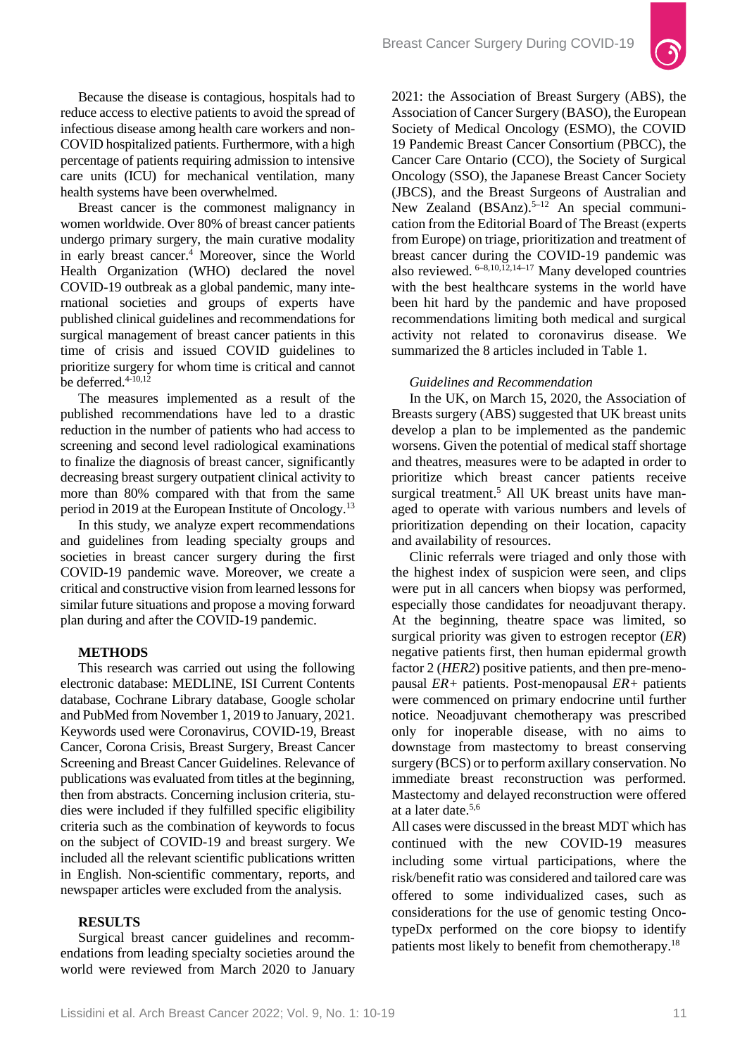Because the disease is contagious, hospitals had to reduce access to elective patients to avoid the spread of infectious disease among health care workers and non-COVID hospitalized patients. Furthermore, with a high percentage of patients requiring admission to intensive care units (ICU) for mechanical ventilation, many health systems have been overwhelmed.

Breast cancer is the commonest malignancy in women worldwide. Over 80% of breast cancer patients undergo primary surgery, the main curative modality in early breast cancer.[4] Moreover, since the World Health Organization (WHO) declared the novel COVID-19 outbreak as a global pandemic, many international societies and groups of experts have published clinical guidelines and recommendations for surgical management of breast cancer patients in this time of crisis and issued COVID guidelines to prioritize surgery for whom time is critical and cannot be deferred.[4-10,12]

The measures implemented as a result of the published recommendations have led to a drastic reduction in the number of patients who had access to screening and second level radiological examinations to finalize the diagnosis of breast cancer, significantly decreasing breast surgery outpatient clinical activity to more than 80% compared with that from the same period in 2019 at the European Institute of Oncology.[13]

In this study, we analyze expert recommendations and guidelines from leading specialty groups and societies in breast cancer surgery during the first COVID-19 pandemic wave. Moreover, we create a critical and constructive vision from learned lessons for similar future situations and propose a moving forward plan during and after the COVID-19 pandemic.

## METHODS

This research was carried out using the following electronic database: MEDLINE, ISI Current Contents database, Cochrane Library database, Google scholar and PubMed from November 1, 2019 to January, 2021. Keywords used were Coronavirus, COVID-19, Breast Cancer, Corona Crisis, Breast Surgery, Breast Cancer Screening and Breast Cancer Guidelines. Relevance of publications was evaluated from titles at the beginning, then from abstracts. Concerning inclusion criteria, studies were included if they fulfilled specific eligibility criteria such as the combination of keywords to focus on the subject of COVID-19 and breast surgery. We included all the relevant scientific publications written in English. Non-scientific commentary, reports, and newspaper articles were excluded from the analysis.

## RESULTS

Surgical breast cancer guidelines and recommendations from leading specialty societies around the world were reviewed from March 2020 to January 2021: the Association of Breast Surgery (ABS), the Association of Cancer Surgery (BASO), the European Society of Medical Oncology (ESMO), the COVID 19 Pandemic Breast Cancer Consortium (PBCC), the Cancer Care Ontario (CCO), the Society of Surgical Oncology (SSO), the Japanese Breast Cancer Society (JBCS), and the Breast Surgeons of Australian and New Zealand (BSAnz).[5–12] An special communication from the Editorial Board of The Breast (experts from Europe) on triage, prioritization and treatment of breast cancer during the COVID-19 pandemic was also reviewed. [6–8,10,12,14–17] Many developed countries with the best healthcare systems in the world have been hit hard by the pandemic and have proposed recommendations limiting both medical and surgical activity not related to coronavirus disease. We summarized the 8 articles included in Table 1.

### *Guidelines and Recommendation*

In the UK, on March 15, 2020, the Association of Breasts surgery (ABS) suggested that UK breast units develop a plan to be implemented as the pandemic worsens. Given the potential of medical staff shortage and theatres, measures were to be adapted in order to prioritize which breast cancer patients receive surgical treatment.[5] All UK breast units have managed to operate with various numbers and levels of prioritization depending on their location, capacity and availability of resources.

Clinic referrals were triaged and only those with the highest index of suspicion were seen, and clips were put in all cancers when biopsy was performed, especially those candidates for neoadjuvant therapy. At the beginning, theatre space was limited, so surgical priority was given to estrogen receptor (*ER*) negative patients first, then human epidermal growth factor 2 (*HER2*) positive patients, and then pre-menopausal *ER+* patients. Post-menopausal *ER+* patients were commenced on primary endocrine until further notice. Neoadjuvant chemotherapy was prescribed only for inoperable disease, with no aims to downstage from mastectomy to breast conserving surgery (BCS) or to perform axillary conservation. No immediate breast reconstruction was performed. Mastectomy and delayed reconstruction were offered at a later date.[5,6]

All cases were discussed in the breast MDT which has continued with the new COVID-19 measures including some virtual participations, where the risk/benefit ratio was considered and tailored care was offered to some individualized cases, such as considerations for the use of genomic testing OncotypeDx performed on the core biopsy to identify patients most likely to benefit from chemotherapy.[18]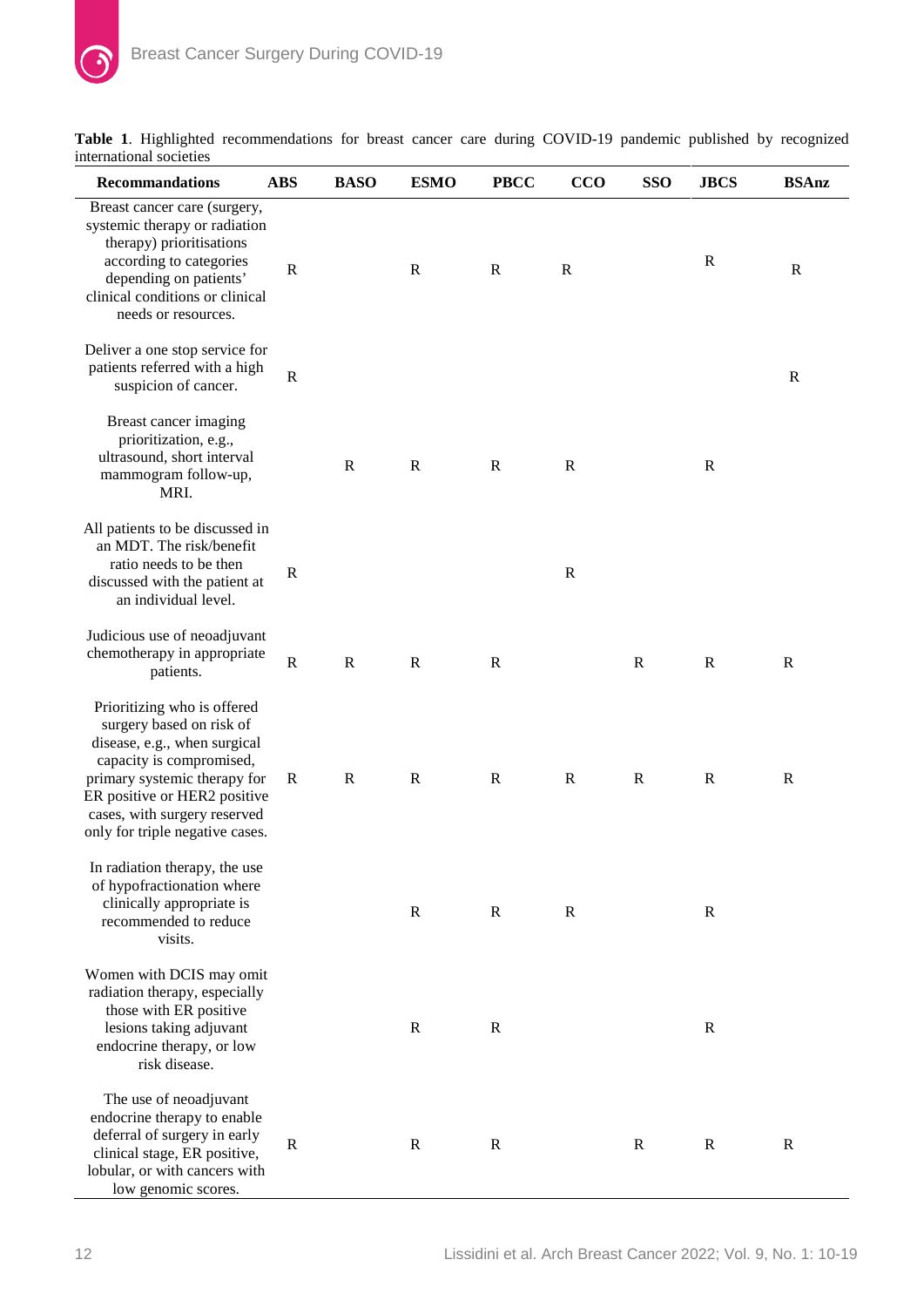**Table 1**. Highlighted recommendations for breast cancer care during COVID-19 pandemic published by recognized international societies

| Recommandations | ABS | BASO | ESMO | PBCC | CCO | SSO | JBCS | BSAnz |
|---|---|---|---|---|---|---|---|---|
| Breast cancer care (surgery, systemic therapy or radiation therapy) prioritisations according to categories depending on patients' clinical conditions or clinical needs or resources. | R | | R | R | R | | R | R |
| Deliver a one stop service for patients referred with a high suspicion of cancer. | R | | | | | | | R |
| Breast cancer imaging prioritization, e.g., ultrasound, short interval mammogram follow-up, MRI. | | R | R | R | R | | R | |
| All patients to be discussed in an MDT. The risk/benefit ratio needs to be then discussed with the patient at an individual level. | R | | | | R | | | |
| Judicious use of neoadjuvant chemotherapy in appropriate patients. | R | R | R | R | | R | R | R |
| Prioritizing who is offered surgery based on risk of disease, e.g., when surgical capacity is compromised, primary systemic therapy for ER positive or HER2 positive cases, with surgery reserved only for triple negative cases. | R | R | R | R | R | R | R | R |
| In radiation therapy, the use of hypofractionation where clinically appropriate is recommended to reduce visits. | | | R | R | R | | R | |
| Women with DCIS may omit radiation therapy, especially those with ER positive lesions taking adjuvant endocrine therapy, or low risk disease. | | | R | R | | | R | |
| The use of neoadjuvant endocrine therapy to enable deferral of surgery in early clinical stage, ER positive, lobular, or with cancers with low genomic scores. | R | | R | R | | R | R | R |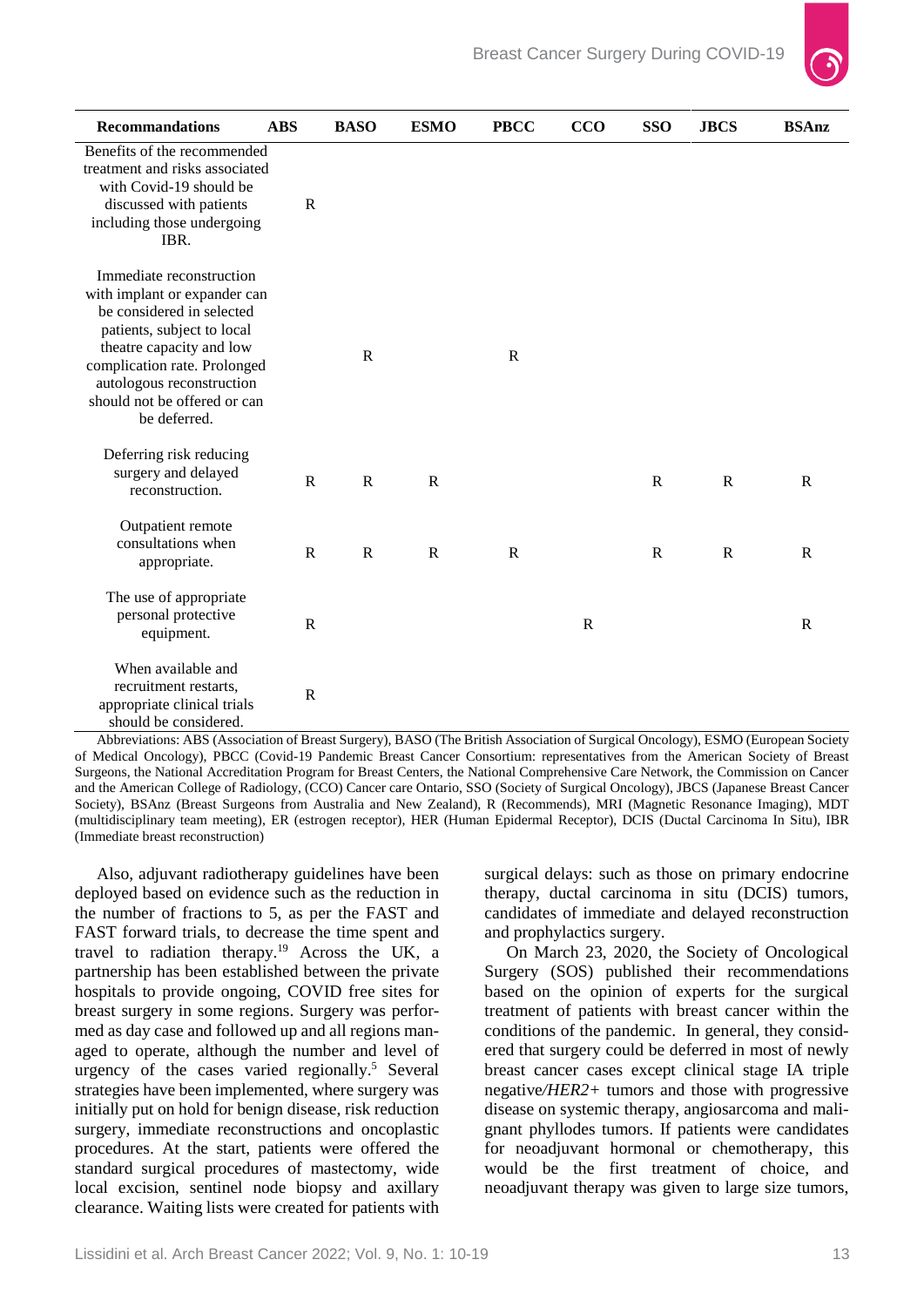| Recommandations | ABS | BASO | ESMO | PBCC | CCO | SSO | JBCS | BSAnz |
|---|---|---|---|---|---|---|---|---|
| Benefits of the recommended treatment and risks associated with Covid-19 should be discussed with patients including those undergoing IBR. | R | | | | | | | |
| Immediate reconstruction with implant or expander can be considered in selected patients, subject to local theatre capacity and low complication rate. Prolonged autologous reconstruction should not be offered or can be deferred. | | R | | R | | | | |
| Deferring risk reducing surgery and delayed reconstruction. | R | R | R | | | R | R | R |
| Outpatient remote consultations when appropriate. | R | R | R | R | | R | R | R |
| The use of appropriate personal protective equipment. | R | | | | R | | | R |
| When available and recruitment restarts, appropriate clinical trials should be considered. | R | | | | | | | |

Abbreviations: ABS (Association of Breast Surgery), BASO (The British Association of Surgical Oncology), ESMO (European Society of Medical Oncology), PBCC (Covid-19 Pandemic Breast Cancer Consortium: representatives from the American Society of Breast Surgeons, the National Accreditation Program for Breast Centers, the National Comprehensive Care Network, the Commission on Cancer and the American College of Radiology, (CCO) Cancer care Ontario, SSO (Society of Surgical Oncology), JBCS (Japanese Breast Cancer Society), BSAnz (Breast Surgeons from Australia and New Zealand), R (Recommends), MRI (Magnetic Resonance Imaging), MDT (multidisciplinary team meeting), ER (estrogen receptor), HER (Human Epidermal Receptor), DCIS (Ductal Carcinoma In Situ), IBR (Immediate breast reconstruction)

Also, adjuvant radiotherapy guidelines have been deployed based on evidence such as the reduction in the number of fractions to 5, as per the FAST and FAST forward trials, to decrease the time spent and travel to radiation therapy.[19] Across the UK, a partnership has been established between the private hospitals to provide ongoing, COVID free sites for breast surgery in some regions. Surgery was performed as day case and followed up and all regions managed to operate, although the number and level of urgency of the cases varied regionally.[5] Several strategies have been implemented, where surgery was initially put on hold for benign disease, risk reduction surgery, immediate reconstructions and oncoplastic procedures. At the start, patients were offered the standard surgical procedures of mastectomy, wide local excision, sentinel node biopsy and axillary clearance. Waiting lists were created for patients with surgical delays: such as those on primary endocrine therapy, ductal carcinoma in situ (DCIS) tumors, candidates of immediate and delayed reconstruction and prophylactics surgery.

On March 23, 2020, the Society of Oncological Surgery (SOS) published their recommendations based on the opinion of experts for the surgical treatment of patients with breast cancer within the conditions of the pandemic. In general, they considered that surgery could be deferred in most of newly breast cancer cases except clinical stage IA triple negative/*HER2+* tumors and those with progressive disease on systemic therapy, angiosarcoma and malignant phyllodes tumors. If patients were candidates for neoadjuvant hormonal or chemotherapy, this would be the first treatment of choice, and neoadjuvant therapy was given to large size tumors,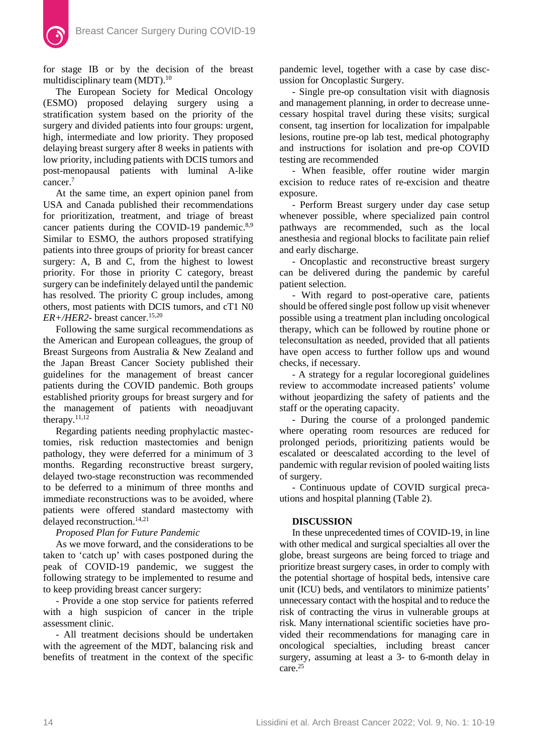for stage IB or by the decision of the breast multidisciplinary team (MDT).[10]

The European Society for Medical Oncology (ESMO) proposed delaying surgery using a stratification system based on the priority of the surgery and divided patients into four groups: urgent, high, intermediate and low priority. They proposed delaying breast surgery after 8 weeks in patients with low priority, including patients with DCIS tumors and post-menopausal patients with luminal A-like cancer.[7]

At the same time, an expert opinion panel from USA and Canada published their recommendations for prioritization, treatment, and triage of breast cancer patients during the COVID-19 pandemic.[8,9] Similar to ESMO, the authors proposed stratifying patients into three groups of priority for breast cancer surgery: A, B and C, from the highest to lowest priority. For those in priority C category, breast surgery can be indefinitely delayed until the pandemic has resolved. The priority C group includes, among others, most patients with DCIS tumors, and cT1 N0 *ER+/HER2-* breast cancer.[15,20]

Following the same surgical recommendations as the American and European colleagues, the group of Breast Surgeons from Australia & New Zealand and the Japan Breast Cancer Society published their guidelines for the management of breast cancer patients during the COVID pandemic. Both groups established priority groups for breast surgery and for the management of patients with neoadjuvant therapy.[11,12]

Regarding patients needing prophylactic mastectomies, risk reduction mastectomies and benign pathology, they were deferred for a minimum of 3 months. Regarding reconstructive breast surgery, delayed two-stage reconstruction was recommended to be deferred to a minimum of three months and immediate reconstructions was to be avoided, where patients were offered standard mastectomy with delayed reconstruction.[14,21]

*Proposed Plan for Future Pandemic*

As we move forward, and the considerations to be taken to 'catch up' with cases postponed during the peak of COVID-19 pandemic, we suggest the following strategy to be implemented to resume and to keep providing breast cancer surgery:

- Provide a one stop service for patients referred with a high suspicion of cancer in the triple assessment clinic.
- All treatment decisions should be undertaken with the agreement of the MDT, balancing risk and benefits of treatment in the context of the specific pandemic level, together with a case by case discussion for Oncoplastic Surgery.
- Single pre-op consultation visit with diagnosis and management planning, in order to decrease unnecessary hospital travel during these visits; surgical consent, tag insertion for localization for impalpable lesions, routine pre-op lab test, medical photography and instructions for isolation and pre-op COVID testing are recommended
- When feasible, offer routine wider margin excision to reduce rates of re-excision and theatre exposure.
- Perform Breast surgery under day case setup whenever possible, where specialized pain control pathways are recommended, such as the local anesthesia and regional blocks to facilitate pain relief and early discharge.
- Oncoplastic and reconstructive breast surgery can be delivered during the pandemic by careful patient selection.
- With regard to post-operative care, patients should be offered single post follow up visit whenever possible using a treatment plan including oncological therapy, which can be followed by routine phone or teleconsultation as needed, provided that all patients have open access to further follow ups and wound checks, if necessary.
- A strategy for a regular locoregional guidelines review to accommodate increased patients' volume without jeopardizing the safety of patients and the staff or the operating capacity.
- During the course of a prolonged pandemic where operating room resources are reduced for prolonged periods, prioritizing patients would be escalated or deescalated according to the level of pandemic with regular revision of pooled waiting lists of surgery.
- Continuous update of COVID surgical precautions and hospital planning (Table 2).

## DISCUSSION

In these unprecedented times of COVID-19, in line with other medical and surgical specialties all over the globe, breast surgeons are being forced to triage and prioritize breast surgery cases, in order to comply with the potential shortage of hospital beds, intensive care unit (ICU) beds, and ventilators to minimize patients' unnecessary contact with the hospital and to reduce the risk of contracting the virus in vulnerable groups at risk. Many international scientific societies have provided their recommendations for managing care in oncological specialties, including breast cancer surgery, assuming at least a 3- to 6-month delay in care.[25]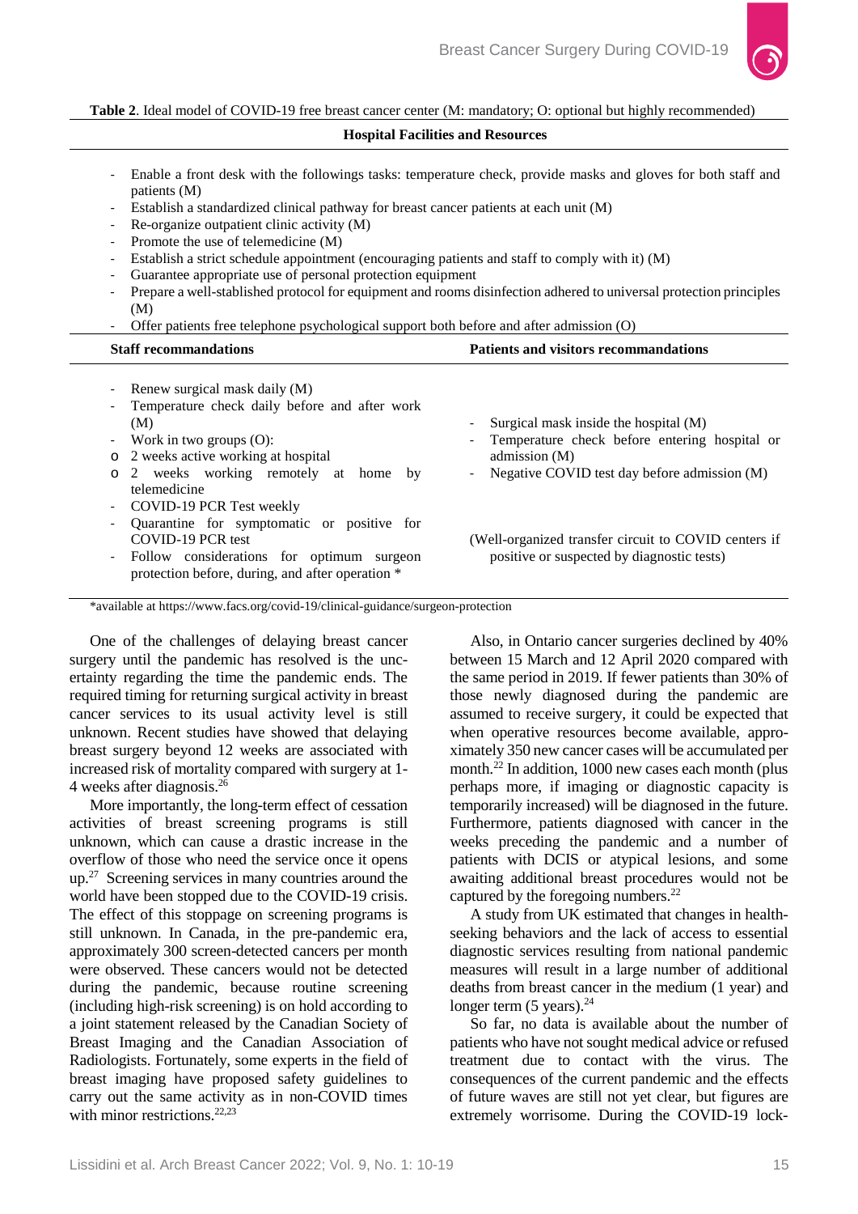**Table 2**. Ideal model of COVID-19 free breast cancer center (M: mandatory; O: optional but highly recommended)

**Hospital Facilities and Resources**

- Enable a front desk with the followings tasks: temperature check, provide masks and gloves for both staff and patients (M)
- Establish a standardized clinical pathway for breast cancer patients at each unit (M)
- Re-organize outpatient clinic activity (M)
- Promote the use of telemedicine (M)
- Establish a strict schedule appointment (encouraging patients and staff to comply with it) (M)
- Guarantee appropriate use of personal protection equipment
- Prepare a well-stablished protocol for equipment and rooms disinfection adhered to universal protection principles (M)
- Offer patients free telephone psychological support both before and after admission (O)

| Staff recommandations | Patients and visitors recommandations |
|---|---|
| - Renew surgical mask daily (M)<br>- Temperature check daily before and after work (M)<br>- Work in two groups (O):<br>o 2 weeks active working at hospital<br>o 2 weeks working remotely at home by telemedicine<br>- COVID-19 PCR Test weekly<br>- Quarantine for symptomatic or positive for COVID-19 PCR test<br>- Follow considerations for optimum surgeon protection before, during, and after operation * | - Surgical mask inside the hospital (M)<br>- Temperature check before entering hospital or admission (M)<br>- Negative COVID test day before admission (M)<br><br>(Well-organized transfer circuit to COVID centers if positive or suspected by diagnostic tests) |

*available at https://www.facs.org/covid-19/clinical-guidance/surgeon-protection

One of the challenges of delaying breast cancer surgery until the pandemic has resolved is the uncertainty regarding the time the pandemic ends. The required timing for returning surgical activity in breast cancer services to its usual activity level is still unknown. Recent studies have showed that delaying breast surgery beyond 12 weeks are associated with increased risk of mortality compared with surgery at 1-4 weeks after diagnosis.[26]

More importantly, the long-term effect of cessation activities of breast screening programs is still unknown, which can cause a drastic increase in the overflow of those who need the service once it opens up.[27] Screening services in many countries around the world have been stopped due to the COVID-19 crisis. The effect of this stoppage on screening programs is still unknown. In Canada, in the pre-pandemic era, approximately 300 screen-detected cancers per month were observed. These cancers would not be detected during the pandemic, because routine screening (including high-risk screening) is on hold according to a joint statement released by the Canadian Society of Breast Imaging and the Canadian Association of Radiologists. Fortunately, some experts in the field of breast imaging have proposed safety guidelines to carry out the same activity as in non-COVID times with minor restrictions.[22,23]

Also, in Ontario cancer surgeries declined by 40% between 15 March and 12 April 2020 compared with the same period in 2019. If fewer patients than 30% of those newly diagnosed during the pandemic are assumed to receive surgery, it could be expected that when operative resources become available, approximately 350 new cancer cases will be accumulated per month.[22] In addition, 1000 new cases each month (plus perhaps more, if imaging or diagnostic capacity is temporarily increased) will be diagnosed in the future. Furthermore, patients diagnosed with cancer in the weeks preceding the pandemic and a number of patients with DCIS or atypical lesions, and some awaiting additional breast procedures would not be captured by the foregoing numbers.[22]

A study from UK estimated that changes in health-seeking behaviors and the lack of access to essential diagnostic services resulting from national pandemic measures will result in a large number of additional deaths from breast cancer in the medium (1 year) and longer term (5 years).[24]

So far, no data is available about the number of patients who have not sought medical advice or refused treatment due to contact with the virus. The consequences of the current pandemic and the effects of future waves are still not yet clear, but figures are extremely worrisome. During the COVID-19 lock-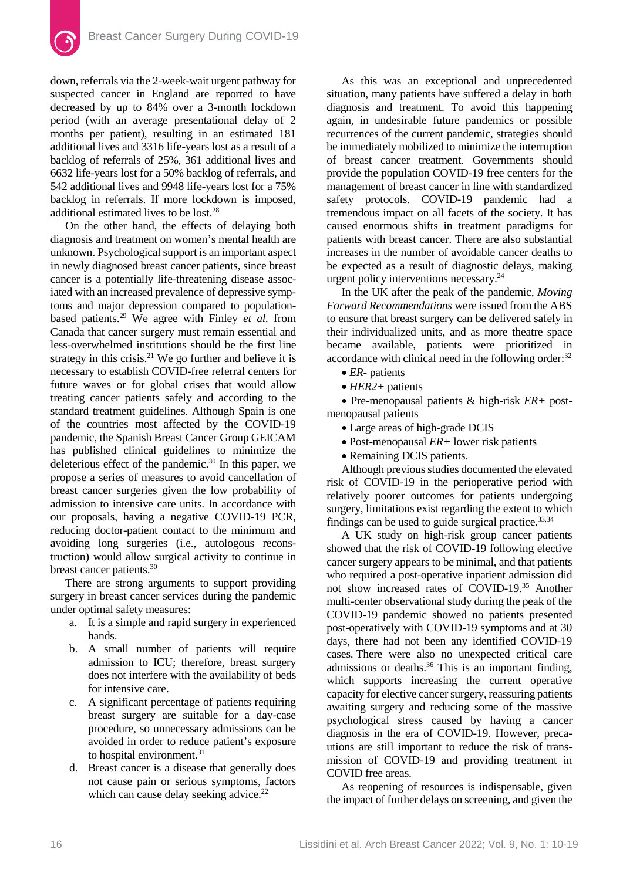down, referrals via the 2-week-wait urgent pathway for suspected cancer in England are reported to have decreased by up to 84% over a 3-month lockdown period (with an average presentational delay of 2 months per patient), resulting in an estimated 181 additional lives and 3316 life-years lost as a result of a backlog of referrals of 25%, 361 additional lives and 6632 life-years lost for a 50% backlog of referrals, and 542 additional lives and 9948 life-years lost for a 75% backlog in referrals. If more lockdown is imposed, additional estimated lives to be lost.[28]

On the other hand, the effects of delaying both diagnosis and treatment on women's mental health are unknown. Psychological support is an important aspect in newly diagnosed breast cancer patients, since breast cancer is a potentially life-threatening disease associated with an increased prevalence of depressive symptoms and major depression compared to population-based patients.[29] We agree with Finley *et al.* from Canada that cancer surgery must remain essential and less-overwhelmed institutions should be the first line strategy in this crisis.[21] We go further and believe it is necessary to establish COVID-free referral centers for future waves or for global crises that would allow treating cancer patients safely and according to the standard treatment guidelines. Although Spain is one of the countries most affected by the COVID-19 pandemic, the Spanish Breast Cancer Group GEICAM has published clinical guidelines to minimize the deleterious effect of the pandemic.[30] In this paper, we propose a series of measures to avoid cancellation of breast cancer surgeries given the low probability of admission to intensive care units. In accordance with our proposals, having a negative COVID-19 PCR, reducing doctor-patient contact to the minimum and avoiding long surgeries (i.e., autologous reconstruction) would allow surgical activity to continue in breast cancer patients.[30]

There are strong arguments to support providing surgery in breast cancer services during the pandemic under optimal safety measures:

a. It is a simple and rapid surgery in experienced hands.
b. A small number of patients will require admission to ICU; therefore, breast surgery does not interfere with the availability of beds for intensive care.
c. A significant percentage of patients requiring breast surgery are suitable for a day-case procedure, so unnecessary admissions can be avoided in order to reduce patient's exposure to hospital environment.[31]
d. Breast cancer is a disease that generally does not cause pain or serious symptoms, factors which can cause delay seeking advice.[22]

As this was an exceptional and unprecedented situation, many patients have suffered a delay in both diagnosis and treatment. To avoid this happening again, in undesirable future pandemics or possible recurrences of the current pandemic, strategies should be immediately mobilized to minimize the interruption of breast cancer treatment. Governments should provide the population COVID-19 free centers for the management of breast cancer in line with standardized safety protocols. COVID-19 pandemic had a tremendous impact on all facets of the society. It has caused enormous shifts in treatment paradigms for patients with breast cancer. There are also substantial increases in the number of avoidable cancer deaths to be expected as a result of diagnostic delays, making urgent policy interventions necessary.[24]

In the UK after the peak of the pandemic, *Moving Forward Recommendations* were issued from the ABS to ensure that breast surgery can be delivered safely in their individualized units, and as more theatre space became available, patients were prioritized in accordance with clinical need in the following order:[32]

- *ER-* patients
- *HER2+* patients
- Pre-menopausal patients & high-risk *ER+* post-menopausal patients
- Large areas of high-grade DCIS
- Post-menopausal *ER+* lower risk patients
- Remaining DCIS patients.

Although previous studies documented the elevated risk of COVID-19 in the perioperative period with relatively poorer outcomes for patients undergoing surgery, limitations exist regarding the extent to which findings can be used to guide surgical practice.[33,34]

A UK study on high-risk group cancer patients showed that the risk of COVID-19 following elective cancer surgery appears to be minimal, and that patients who required a post-operative inpatient admission did not show increased rates of COVID-19.[35] Another multi-center observational study during the peak of the COVID-19 pandemic showed no patients presented post-operatively with COVID-19 symptoms and at 30 days, there had not been any identified COVID-19 cases. There were also no unexpected critical care admissions or deaths.[36] This is an important finding, which supports increasing the current operative capacity for elective cancer surgery, reassuring patients awaiting surgery and reducing some of the massive psychological stress caused by having a cancer diagnosis in the era of COVID-19. However, precautions are still important to reduce the risk of transmission of COVID-19 and providing treatment in COVID free areas.

As reopening of resources is indispensable, given the impact of further delays on screening, and given the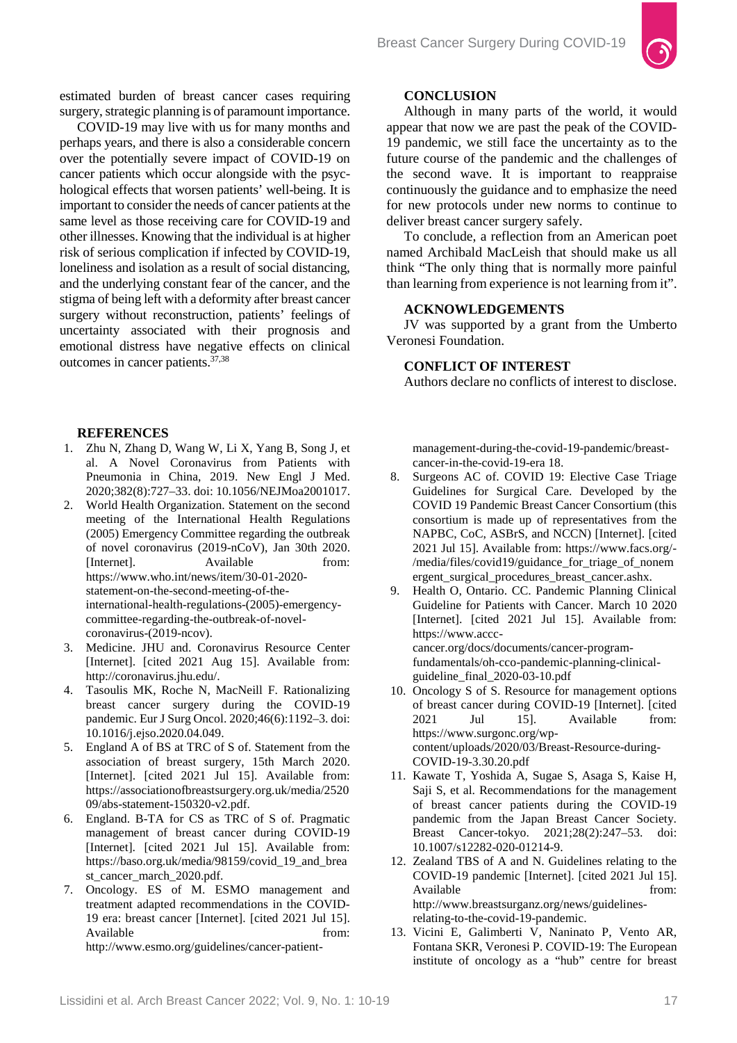estimated burden of breast cancer cases requiring surgery, strategic planning is of paramount importance.

COVID-19 may live with us for many months and perhaps years, and there is also a considerable concern over the potentially severe impact of COVID-19 on cancer patients which occur alongside with the psychological effects that worsen patients' well-being. It is important to consider the needs of cancer patients at the same level as those receiving care for COVID-19 and other illnesses. Knowing that the individual is at higher risk of serious complication if infected by COVID-19, loneliness and isolation as a result of social distancing, and the underlying constant fear of the cancer, and the stigma of being left with a deformity after breast cancer surgery without reconstruction, patients' feelings of uncertainty associated with their prognosis and emotional distress have negative effects on clinical outcomes in cancer patients.[37,38]

## CONCLUSION

Although in many parts of the world, it would appear that now we are past the peak of the COVID-19 pandemic, we still face the uncertainty as to the future course of the pandemic and the challenges of the second wave. It is important to reappraise continuously the guidance and to emphasize the need for new protocols under new norms to continue to deliver breast cancer surgery safely.

To conclude, a reflection from an American poet named Archibald MacLeish that should make us all think "The only thing that is normally more painful than learning from experience is not learning from it".

## ACKNOWLEDGEMENTS

JV was supported by a grant from the Umberto Veronesi Foundation.

## CONFLICT OF INTEREST

Authors declare no conflicts of interest to disclose.

## REFERENCES

1. Zhu N, Zhang D, Wang W, Li X, Yang B, Song J, et al. A Novel Coronavirus from Patients with Pneumonia in China, 2019. New Engl J Med. 2020;382(8):727–33. doi: 10.1056/NEJMoa2001017.
2. World Health Organization. Statement on the second meeting of the International Health Regulations (2005) Emergency Committee regarding the outbreak of novel coronavirus (2019-nCoV), Jan 30th 2020. [Internet]. Available from: https://www.who.int/news/item/30-01-2020-statement-on-the-second-meeting-of-the-international-health-regulations-(2005)-emergency-committee-regarding-the-outbreak-of-novel-coronavirus-(2019-ncov).
3. Medicine. JHU and. Coronavirus Resource Center [Internet]. [cited 2021 Aug 15]. Available from: http://coronavirus.jhu.edu/.
4. Tasoulis MK, Roche N, MacNeill F. Rationalizing breast cancer surgery during the COVID-19 pandemic. Eur J Surg Oncol. 2020;46(6):1192–3. doi: 10.1016/j.ejso.2020.04.049.
5. England A of BS at TRC of S of. Statement from the association of breast surgery, 15th March 2020. [Internet]. [cited 2021 Jul 15]. Available from: https://associationofbreastsurgery.org.uk/media/252009/abs-statement-150320-v2.pdf.
6. England. B-TA for CS as TRC of S of. Pragmatic management of breast cancer during COVID-19 [Internet]. [cited 2021 Jul 15]. Available from: https://baso.org.uk/media/98159/covid_19_and_breast_cancer_march_2020.pdf.
7. Oncology. ES of M. ESMO management and treatment adapted recommendations in the COVID-19 era: breast cancer [Internet]. [cited 2021 Jul 15]. Available from: http://www.esmo.org/guidelines/cancer-patient-management-during-the-covid-19-pandemic/breast-cancer-in-the-covid-19-era 18.
8. Surgeons AC of. COVID 19: Elective Case Triage Guidelines for Surgical Care. Developed by the COVID 19 Pandemic Breast Cancer Consortium (this consortium is made up of representatives from the NAPBC, CoC, ASBrS, and NCCN) [Internet]. [cited 2021 Jul 15]. Available from: https://www.facs.org/-/media/files/covid19/guidance_for_triage_of_nonemergent_surgical_procedures_breast_cancer.ashx.
9. Health O, Ontario. CC. Pandemic Planning Clinical Guideline for Patients with Cancer. March 10 2020 [Internet]. [cited 2021 Jul 15]. Available from: https://www.accc-cancer.org/docs/documents/cancer-program-fundamentals/oh-cco-pandemic-planning-clinical-guideline_final_2020-03-10.pdf
10. Oncology S of S. Resource for management options of breast cancer during COVID-19 [Internet]. [cited 2021 Jul 15]. Available from: https://www.surgonc.org/wp-content/uploads/2020/03/Breast-Resource-during-COVID-19-3.30.20.pdf
11. Kawate T, Yoshida A, Sugae S, Asaga S, Kaise H, Saji S, et al. Recommendations for the management of breast cancer patients during the COVID-19 pandemic from the Japan Breast Cancer Society. Breast Cancer-tokyo. 2021;28(2):247–53. doi: 10.1007/s12282-020-01214-9.
12. Zealand TBS of A and N. Guidelines relating to the COVID-19 pandemic [Internet]. [cited 2021 Jul 15]. Available from: http://www.breastsurganz.org/news/guidelines-relating-to-the-covid-19-pandemic.
13. Vicini E, Galimberti V, Naninato P, Vento AR, Fontana SKR, Veronesi P. COVID-19: The European institute of oncology as a "hub" centre for breast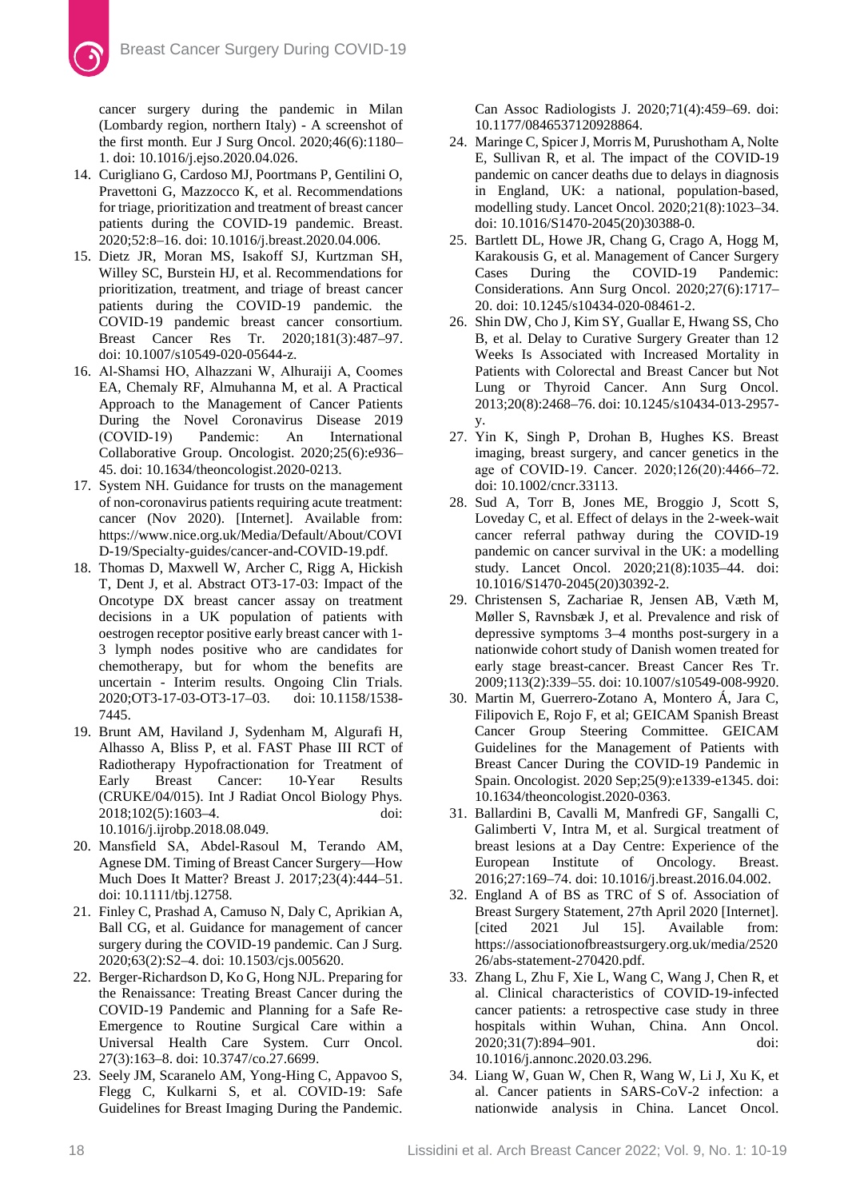cancer surgery during the pandemic in Milan (Lombardy region, northern Italy) - A screenshot of the first month. Eur J Surg Oncol. 2020;46(6):1180–1. doi: 10.1016/j.ejso.2020.04.026.

14. Curigliano G, Cardoso MJ, Poortmans P, Gentilini O, Pravettoni G, Mazzocco K, et al. Recommendations for triage, prioritization and treatment of breast cancer patients during the COVID-19 pandemic. Breast. 2020;52:8–16. doi: 10.1016/j.breast.2020.04.006.
15. Dietz JR, Moran MS, Isakoff SJ, Kurtzman SH, Willey SC, Burstein HJ, et al. Recommendations for prioritization, treatment, and triage of breast cancer patients during the COVID-19 pandemic. the COVID-19 pandemic breast cancer consortium. Breast Cancer Res Tr. 2020;181(3):487–97. doi: 10.1007/s10549-020-05644-z.
16. Al-Shamsi HO, Alhazzani W, Alhuraiji A, Coomes EA, Chemaly RF, Almuhanna M, et al. A Practical Approach to the Management of Cancer Patients During the Novel Coronavirus Disease 2019 (COVID-19) Pandemic: An International Collaborative Group. Oncologist. 2020;25(6):e936–45. doi: 10.1634/theoncologist.2020-0213.
17. System NH. Guidance for trusts on the management of non-coronavirus patients requiring acute treatment: cancer (Nov 2020). [Internet]. Available from: https://www.nice.org.uk/Media/Default/About/COVID-19/Specialty-guides/cancer-and-COVID-19.pdf.
18. Thomas D, Maxwell W, Archer C, Rigg A, Hickish T, Dent J, et al. Abstract OT3-17-03: Impact of the Oncotype DX breast cancer assay on treatment decisions in a UK population of patients with oestrogen receptor positive early breast cancer with 1-3 lymph nodes positive who are candidates for chemotherapy, but for whom the benefits are uncertain - Interim results. Ongoing Clin Trials. 2020;OT3-17-03-OT3-17–03. doi: 10.1158/1538-7445.
19. Brunt AM, Haviland J, Sydenham M, Algurafi H, Alhasso A, Bliss P, et al. FAST Phase III RCT of Radiotherapy Hypofractionation for Treatment of Early Breast Cancer: 10-Year Results (CRUKE/04/015). Int J Radiat Oncol Biology Phys. 2018;102(5):1603–4. doi: 10.1016/j.ijrobp.2018.08.049.
20. Mansfield SA, Abdel-Rasoul M, Terando AM, Agnese DM. Timing of Breast Cancer Surgery—How Much Does It Matter? Breast J. 2017;23(4):444–51. doi: 10.1111/tbj.12758.
21. Finley C, Prashad A, Camuso N, Daly C, Aprikian A, Ball CG, et al. Guidance for management of cancer surgery during the COVID-19 pandemic. Can J Surg. 2020;63(2):S2–4. doi: 10.1503/cjs.005620.
22. Berger-Richardson D, Ko G, Hong NJL. Preparing for the Renaissance: Treating Breast Cancer during the COVID-19 Pandemic and Planning for a Safe Re-Emergence to Routine Surgical Care within a Universal Health Care System. Curr Oncol. 27(3):163–8. doi: 10.3747/co.27.6699.
23. Seely JM, Scaranelo AM, Yong-Hing C, Appavoo S, Flegg C, Kulkarni S, et al. COVID-19: Safe Guidelines for Breast Imaging During the Pandemic. Can Assoc Radiologists J. 2020;71(4):459–69. doi: 10.1177/0846537120928864.
24. Maringe C, Spicer J, Morris M, Purushotham A, Nolte E, Sullivan R, et al. The impact of the COVID-19 pandemic on cancer deaths due to delays in diagnosis in England, UK: a national, population-based, modelling study. Lancet Oncol. 2020;21(8):1023–34. doi: 10.1016/S1470-2045(20)30388-0.
25. Bartlett DL, Howe JR, Chang G, Crago A, Hogg M, Karakousis G, et al. Management of Cancer Surgery Cases During the COVID-19 Pandemic: Considerations. Ann Surg Oncol. 2020;27(6):1717–20. doi: 10.1245/s10434-020-08461-2.
26. Shin DW, Cho J, Kim SY, Guallar E, Hwang SS, Cho B, et al. Delay to Curative Surgery Greater than 12 Weeks Is Associated with Increased Mortality in Patients with Colorectal and Breast Cancer but Not Lung or Thyroid Cancer. Ann Surg Oncol. 2013;20(8):2468–76. doi: 10.1245/s10434-013-2957-y.
27. Yin K, Singh P, Drohan B, Hughes KS. Breast imaging, breast surgery, and cancer genetics in the age of COVID-19. Cancer. 2020;126(20):4466–72. doi: 10.1002/cncr.33113.
28. Sud A, Torr B, Jones ME, Broggio J, Scott S, Loveday C, et al. Effect of delays in the 2-week-wait cancer referral pathway during the COVID-19 pandemic on cancer survival in the UK: a modelling study. Lancet Oncol. 2020;21(8):1035–44. doi: 10.1016/S1470-2045(20)30392-2.
29. Christensen S, Zachariae R, Jensen AB, Væth M, Møller S, Ravnsbæk J, et al. Prevalence and risk of depressive symptoms 3–4 months post-surgery in a nationwide cohort study of Danish women treated for early stage breast-cancer. Breast Cancer Res Tr. 2009;113(2):339–55. doi: 10.1007/s10549-008-9920.
30. Martin M, Guerrero-Zotano A, Montero Á, Jara C, Filipovich E, Rojo F, et al; GEICAM Spanish Breast Cancer Group Steering Committee. GEICAM Guidelines for the Management of Patients with Breast Cancer During the COVID-19 Pandemic in Spain. Oncologist. 2020 Sep;25(9):e1339-e1345. doi: 10.1634/theoncologist.2020-0363.
31. Ballardini B, Cavalli M, Manfredi GF, Sangalli C, Galimberti V, Intra M, et al. Surgical treatment of breast lesions at a Day Centre: Experience of the European Institute of Oncology. Breast. 2016;27:169–74. doi: 10.1016/j.breast.2016.04.002.
32. England A of BS as TRC of S of. Association of Breast Surgery Statement, 27th April 2020 [Internet]. [cited 2021 Jul 15]. Available from: https://associationofbreastsurgery.org.uk/media/252026/abs-statement-270420.pdf.
33. Zhang L, Zhu F, Xie L, Wang C, Wang J, Chen R, et al. Clinical characteristics of COVID-19-infected cancer patients: a retrospective case study in three hospitals within Wuhan, China. Ann Oncol. 2020;31(7):894–901. doi: 10.1016/j.annonc.2020.03.296.
34. Liang W, Guan W, Chen R, Wang W, Li J, Xu K, et al. Cancer patients in SARS-CoV-2 infection: a nationwide analysis in China. Lancet Oncol.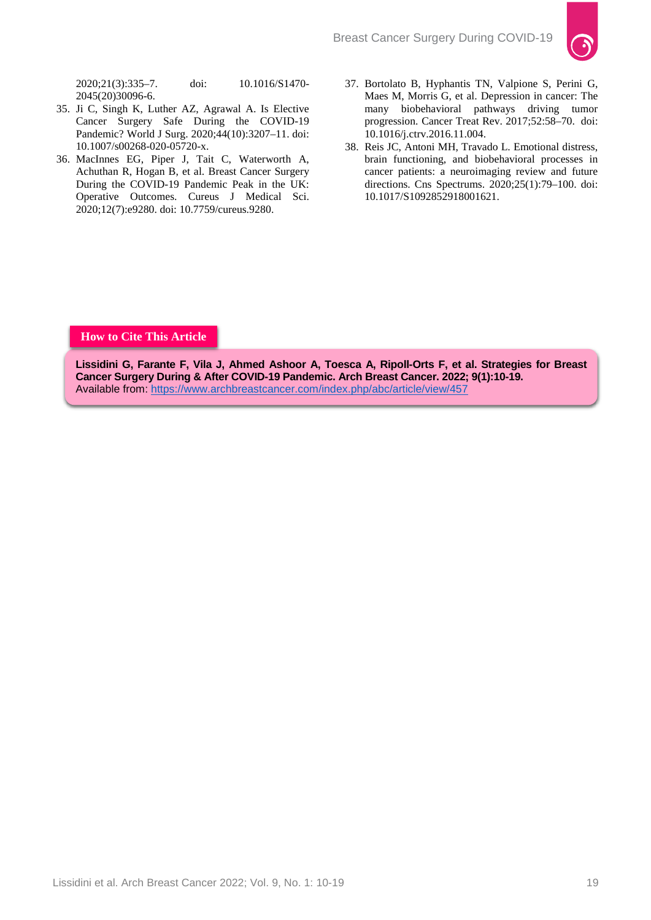2020;21(3):335–7. doi: 10.1016/S1470-2045(20)30096-6.

35. Ji C, Singh K, Luther AZ, Agrawal A. Is Elective Cancer Surgery Safe During the COVID-19 Pandemic? World J Surg. 2020;44(10):3207–11. doi: 10.1007/s00268-020-05720-x.
36. MacInnes EG, Piper J, Tait C, Waterworth A, Achuthan R, Hogan B, et al. Breast Cancer Surgery During the COVID-19 Pandemic Peak in the UK: Operative Outcomes. Cureus J Medical Sci. 2020;12(7):e9280. doi: 10.7759/cureus.9280.
37. Bortolato B, Hyphantis TN, Valpione S, Perini G, Maes M, Morris G, et al. Depression in cancer: The many biobehavioral pathways driving tumor progression. Cancer Treat Rev. 2017;52:58–70. doi: 10.1016/j.ctrv.2016.11.004.
38. Reis JC, Antoni MH, Travado L. Emotional distress, brain functioning, and biobehavioral processes in cancer patients: a neuroimaging review and future directions. Cns Spectrums. 2020;25(1):79–100. doi: 10.1017/S1092852918001621.

## How to Cite This Article

**Lissidini G, Farante F, Vila J, Ahmed Ashoor A, Toesca A, Ripoll-Orts F, et al. Strategies for Breast Cancer Surgery During & After COVID-19 Pandemic. Arch Breast Cancer. 2022; 9(1):10-19.**
Available from: https://www.archbreastcancer.com/index.php/abc/article/view/457